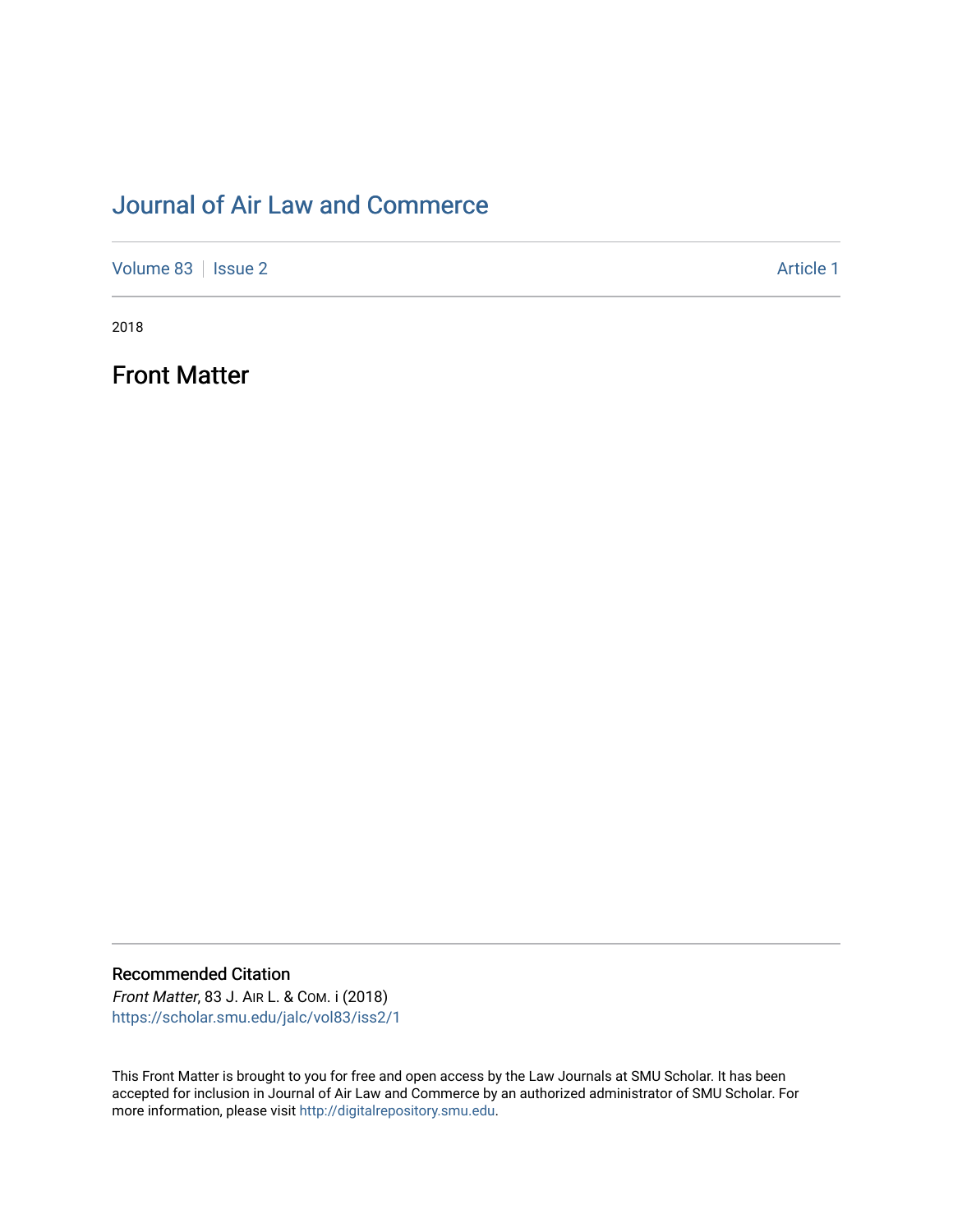# Journal of Air Law and Commerce

Volume 83 | Issue 2 Article 1

2018

## Front Matter

### Recommended Citation

*Front Matter*, 83 J. AIR L. & COM. i (2018)
https://scholar.smu.edu/jalc/vol83/iss2/1

This Front Matter is brought to you for free and open access by the Law Journals at SMU Scholar. It has been accepted for inclusion in Journal of Air Law and Commerce by an authorized administrator of SMU Scholar. For more information, please visit http://digitalrepository.smu.edu.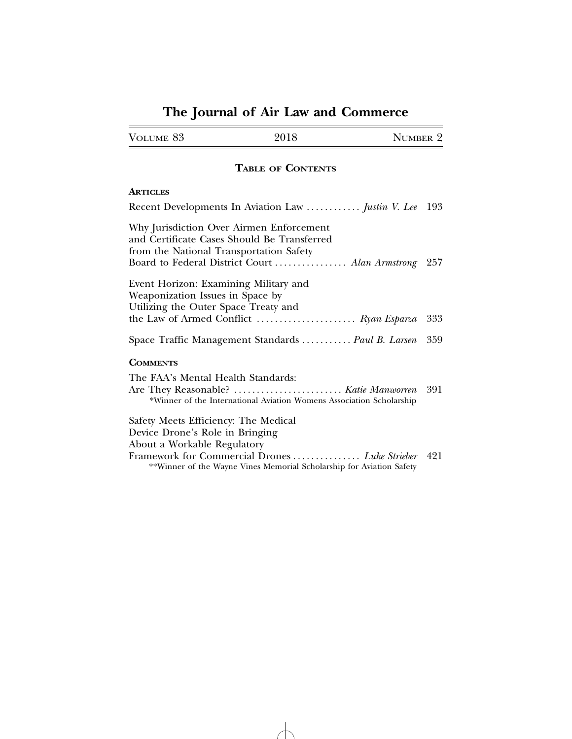# The Journal of Air Law and Commerce

VOLUME 83 | 2018 | NUMBER 2

## TABLE OF CONTENTS

### ARTICLES

Recent Developments In Aviation Law ............ *Justin V. Lee* 193

Why Jurisdiction Over Airmen Enforcement and Certificate Cases Should Be Transferred from the National Transportation Safety Board to Federal District Court ................ *Alan Armstrong* 257

Event Horizon: Examining Military and Weaponization Issues in Space by Utilizing the Outer Space Treaty and the Law of Armed Conflict ...................... *Ryan Esparza* 333

Space Traffic Management Standards ........... *Paul B. Larsen* 359

### COMMENTS

The FAA's Mental Health Standards: Are They Reasonable? ........................ *Katie Manworren* 391

*Winner of the International Aviation Womens Association Scholarship

Safety Meets Efficiency: The Medical Device Drone's Role in Bringing About a Workable Regulatory Framework for Commercial Drones ............... *Luke Strieber* 421

**Winner of the Wayne Vines Memorial Scholarship for Aviation Safety